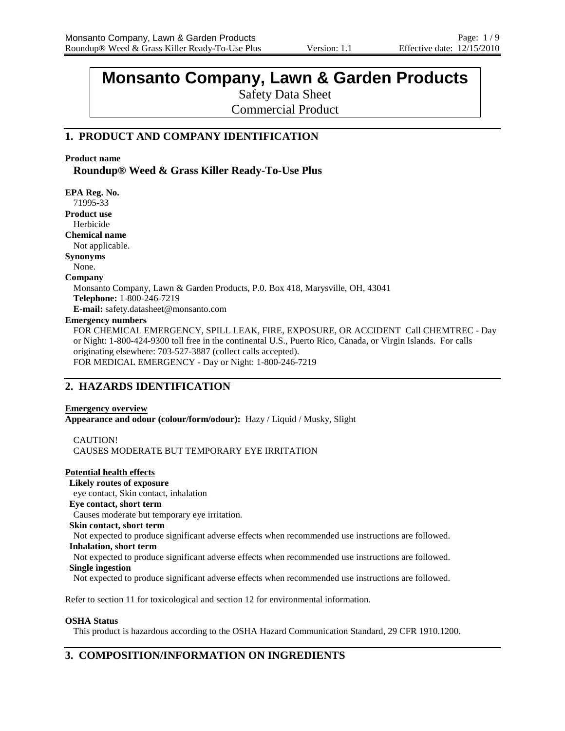# Monsanto Company, Lawn & Garden Products

Safety Data Sheet

Commercial Product

## 1. PRODUCT AND COMPANY IDENTIFICATION

**Product name**

**Roundup® Weed & Grass Killer Ready-To-Use Plus**

**EPA Reg. No.**

71995-33

**Product use**

Herbicide

**Chemical name**

Not applicable.

**Synonyms**

None.

**Company**

Monsanto Company, Lawn & Garden Products, P.0. Box 418, Marysville, OH, 43041

**Telephone:** 1-800-246-7219

**E-mail:** safety.datasheet@monsanto.com

**Emergency numbers**

FOR CHEMICAL EMERGENCY, SPILL LEAK, FIRE, EXPOSURE, OR ACCIDENT Call CHEMTREC - Day or Night: 1-800-424-9300 toll free in the continental U.S., Puerto Rico, Canada, or Virgin Islands. For calls originating elsewhere: 703-527-3887 (collect calls accepted).

FOR MEDICAL EMERGENCY - Day or Night: 1-800-246-7219

## 2. HAZARDS IDENTIFICATION

**Emergency overview**

**Appearance and odour (colour/form/odour):** Hazy / Liquid / Musky, Slight

CAUTION!

CAUSES MODERATE BUT TEMPORARY EYE IRRITATION

**Potential health effects**

**Likely routes of exposure**

eye contact, Skin contact, inhalation

**Eye contact, short term**

Causes moderate but temporary eye irritation.

**Skin contact, short term**

Not expected to produce significant adverse effects when recommended use instructions are followed.

**Inhalation, short term**

Not expected to produce significant adverse effects when recommended use instructions are followed.

**Single ingestion**

Not expected to produce significant adverse effects when recommended use instructions are followed.

Refer to section 11 for toxicological and section 12 for environmental information.

**OSHA Status**

This product is hazardous according to the OSHA Hazard Communication Standard, 29 CFR 1910.1200.

## 3. COMPOSITION/INFORMATION ON INGREDIENTS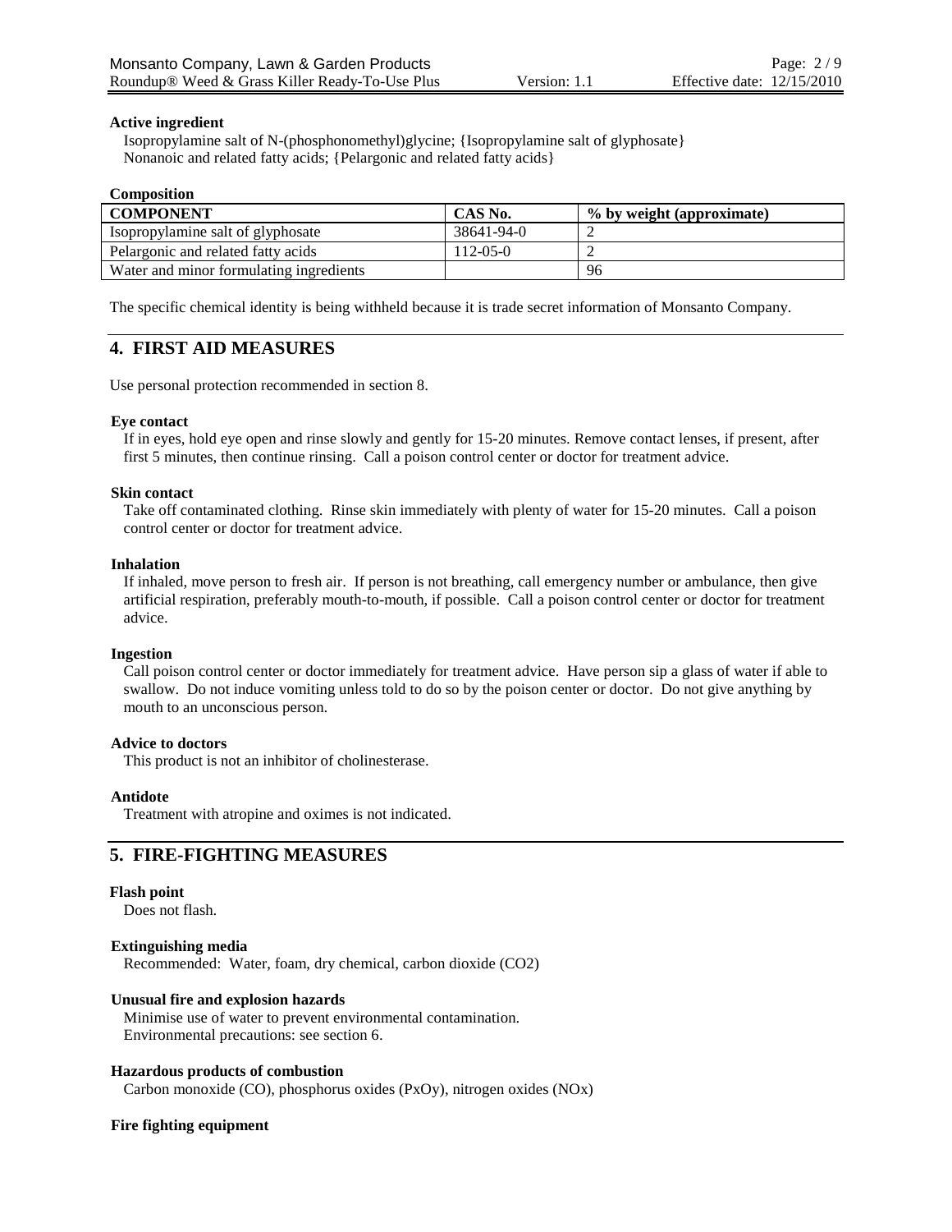**Active ingredient**

Isopropylamine salt of N-(phosphonomethyl)glycine; {Isopropylamine salt of glyphosate}
Nonanoic and related fatty acids; {Pelargonic and related fatty acids}

**Composition**

| COMPONENT | CAS No. | % by weight (approximate) |
|---|---|---|
| Isopropylamine salt of glyphosate | 38641-94-0 | 2 |
| Pelargonic and related fatty acids | 112-05-0 | 2 |
| Water and minor formulating ingredients | | 96 |

The specific chemical identity is being withheld because it is trade secret information of Monsanto Company.

## 4. FIRST AID MEASURES

Use personal protection recommended in section 8.

**Eye contact**

If in eyes, hold eye open and rinse slowly and gently for 15-20 minutes. Remove contact lenses, if present, after first 5 minutes, then continue rinsing. Call a poison control center or doctor for treatment advice.

**Skin contact**

Take off contaminated clothing. Rinse skin immediately with plenty of water for 15-20 minutes. Call a poison control center or doctor for treatment advice.

**Inhalation**

If inhaled, move person to fresh air. If person is not breathing, call emergency number or ambulance, then give artificial respiration, preferably mouth-to-mouth, if possible. Call a poison control center or doctor for treatment advice.

**Ingestion**

Call poison control center or doctor immediately for treatment advice. Have person sip a glass of water if able to swallow. Do not induce vomiting unless told to do so by the poison center or doctor. Do not give anything by mouth to an unconscious person.

**Advice to doctors**

This product is not an inhibitor of cholinesterase.

**Antidote**

Treatment with atropine and oximes is not indicated.

## 5. FIRE-FIGHTING MEASURES

**Flash point**

Does not flash.

**Extinguishing media**

Recommended: Water, foam, dry chemical, carbon dioxide ($CO_2$)

**Unusual fire and explosion hazards**

Minimise use of water to prevent environmental contamination.
Environmental precautions: see section 6.

**Hazardous products of combustion**

Carbon monoxide (CO), phosphorus oxides ($P_xO_y$), nitrogen oxides ($NO_x$)

**Fire fighting equipment**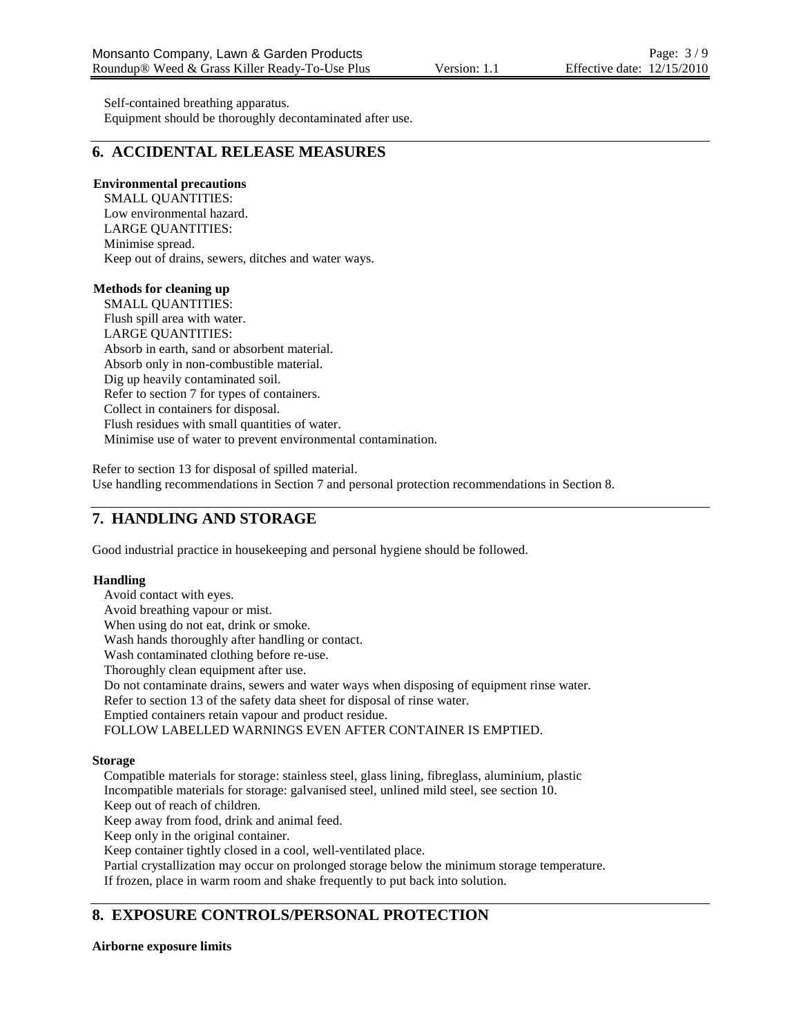Self-contained breathing apparatus.
Equipment should be thoroughly decontaminated after use.

## 6. ACCIDENTAL RELEASE MEASURES

**Environmental precautions**

SMALL QUANTITIES:
Low environmental hazard.
LARGE QUANTITIES:
Minimise spread.
Keep out of drains, sewers, ditches and water ways.

**Methods for cleaning up**

SMALL QUANTITIES:
Flush spill area with water.
LARGE QUANTITIES:
Absorb in earth, sand or absorbent material.
Absorb only in non-combustible material.
Dig up heavily contaminated soil.
Refer to section 7 for types of containers.
Collect in containers for disposal.
Flush residues with small quantities of water.
Minimise use of water to prevent environmental contamination.

Refer to section 13 for disposal of spilled material.
Use handling recommendations in Section 7 and personal protection recommendations in Section 8.

## 7. HANDLING AND STORAGE

Good industrial practice in housekeeping and personal hygiene should be followed.

**Handling**

Avoid contact with eyes.
Avoid breathing vapour or mist.
When using do not eat, drink or smoke.
Wash hands thoroughly after handling or contact.
Wash contaminated clothing before re-use.
Thoroughly clean equipment after use.
Do not contaminate drains, sewers and water ways when disposing of equipment rinse water.
Refer to section 13 of the safety data sheet for disposal of rinse water.
Emptied containers retain vapour and product residue.
FOLLOW LABELLED WARNINGS EVEN AFTER CONTAINER IS EMPTIED.

**Storage**

Compatible materials for storage: stainless steel, glass lining, fibreglass, aluminium, plastic
Incompatible materials for storage: galvanised steel, unlined mild steel, see section 10.
Keep out of reach of children.
Keep away from food, drink and animal feed.
Keep only in the original container.
Keep container tightly closed in a cool, well-ventilated place.
Partial crystallization may occur on prolonged storage below the minimum storage temperature.
If frozen, place in warm room and shake frequently to put back into solution.

## 8. EXPOSURE CONTROLS/PERSONAL PROTECTION

**Airborne exposure limits**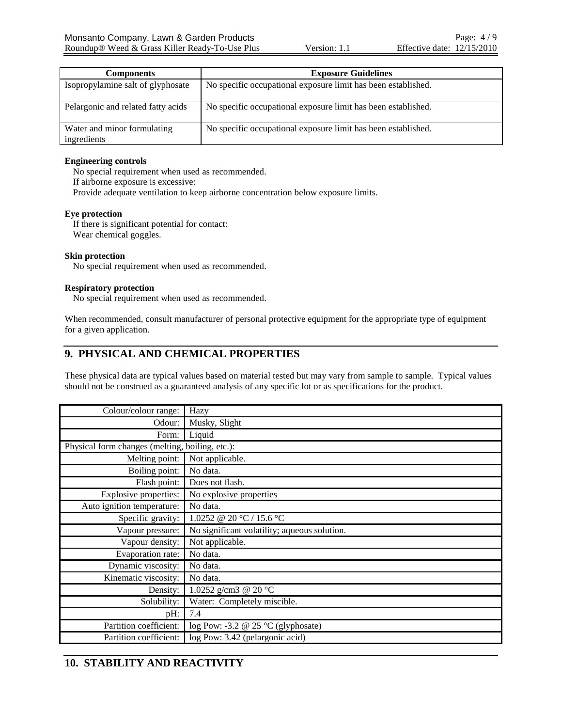| Components | Exposure Guidelines |
|---|---|
| Isopropylamine salt of glyphosate | No specific occupational exposure limit has been established. |
| Pelargonic and related fatty acids | No specific occupational exposure limit has been established. |
| Water and minor formulating ingredients | No specific occupational exposure limit has been established. |

**Engineering controls**

No special requirement when used as recommended.
If airborne exposure is excessive:
Provide adequate ventilation to keep airborne concentration below exposure limits.

**Eye protection**

If there is significant potential for contact:
Wear chemical goggles.

**Skin protection**

No special requirement when used as recommended.

**Respiratory protection**

No special requirement when used as recommended.

When recommended, consult manufacturer of personal protective equipment for the appropriate type of equipment for a given application.

## 9. PHYSICAL AND CHEMICAL PROPERTIES

These physical data are typical values based on material tested but may vary from sample to sample. Typical values should not be construed as a guaranteed analysis of any specific lot or as specifications for the product.

| | |
|---|---|
| Colour/colour range: | Hazy |
| Odour: | Musky, Slight |
| Form: | Liquid |
| Physical form changes (melting, boiling, etc.): | |
| Melting point: | Not applicable. |
| Boiling point: | No data. |
| Flash point: | Does not flash. |
| Explosive properties: | No explosive properties |
| Auto ignition temperature: | No data. |
| Specific gravity: | 1.0252 @ 20 °C / 15.6 °C |
| Vapour pressure: | No significant volatility; aqueous solution. |
| Vapour density: | Not applicable. |
| Evaporation rate: | No data. |
| Dynamic viscosity: | No data. |
| Kinematic viscosity: | No data. |
| Density: | 1.0252 g/cm3 @ 20 °C |
| Solubility: | Water: Completely miscible. |
| pH: | 7.4 |
| Partition coefficient: | log Pow: -3.2 @ 25 °C (glyphosate) |
| Partition coefficient: | log Pow: 3.42 (pelargonic acid) |

## 10. STABILITY AND REACTIVITY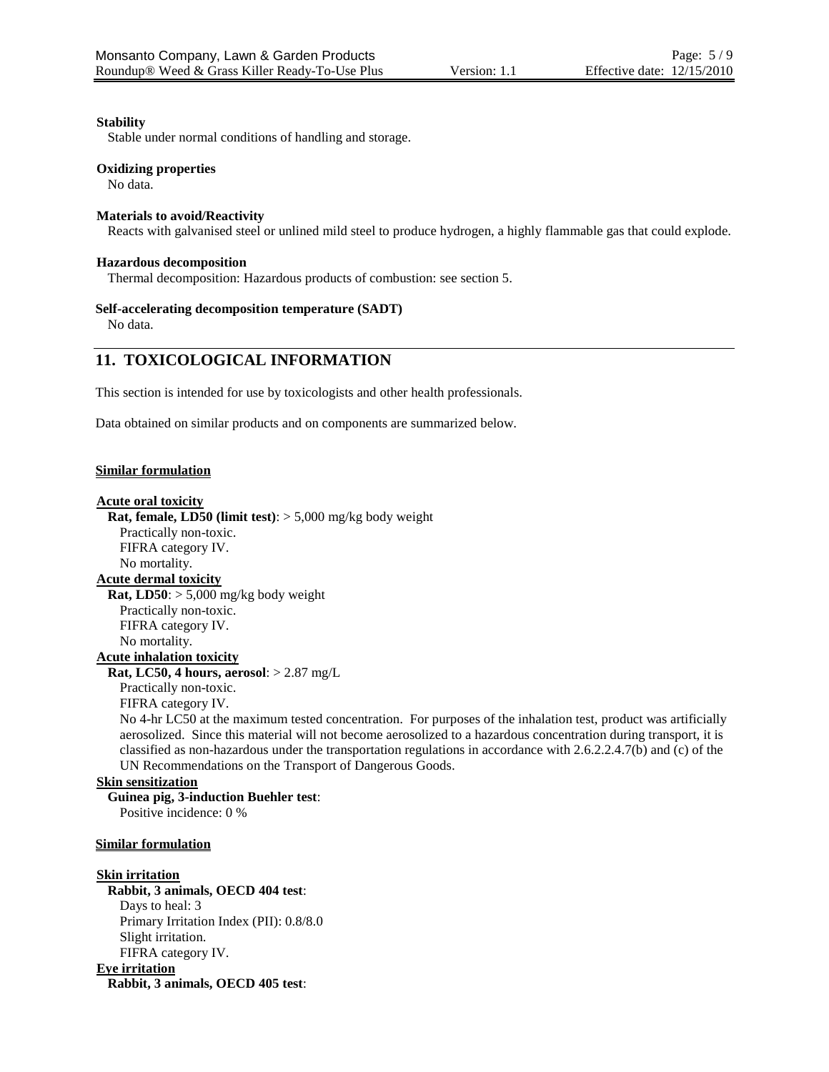**Stability**

Stable under normal conditions of handling and storage.

**Oxidizing properties**

No data.

**Materials to avoid/Reactivity**

Reacts with galvanised steel or unlined mild steel to produce hydrogen, a highly flammable gas that could explode.

**Hazardous decomposition**

Thermal decomposition: Hazardous products of combustion: see section 5.

**Self-accelerating decomposition temperature (SADT)**

No data.

## 11. TOXICOLOGICAL INFORMATION

This section is intended for use by toxicologists and other health professionals.

Data obtained on similar products and on components are summarized below.

**Similar formulation**

**Acute oral toxicity**

**Rat, female, LD50 (limit test)**: > 5,000 mg/kg body weight
Practically non-toxic.
FIFRA category IV.
No mortality.

**Acute dermal toxicity**

**Rat, LD50**: > 5,000 mg/kg body weight
Practically non-toxic.
FIFRA category IV.
No mortality.

**Acute inhalation toxicity**

**Rat, LC50, 4 hours, aerosol**: > 2.87 mg/L
Practically non-toxic.
FIFRA category IV.
No 4-hr LC50 at the maximum tested concentration. For purposes of the inhalation test, product was artificially aerosolized. Since this material will not become aerosolized to a hazardous concentration during transport, it is classified as non-hazardous under the transportation regulations in accordance with 2.6.2.2.4.7(b) and (c) of the UN Recommendations on the Transport of Dangerous Goods.

**Skin sensitization**

**Guinea pig, 3-induction Buehler test**:
Positive incidence: 0 %

**Similar formulation**

**Skin irritation**

**Rabbit, 3 animals, OECD 404 test**:
Days to heal: 3
Primary Irritation Index (PII): 0.8/8.0
Slight irritation.
FIFRA category IV.

**Eye irritation**

**Rabbit, 3 animals, OECD 405 test**: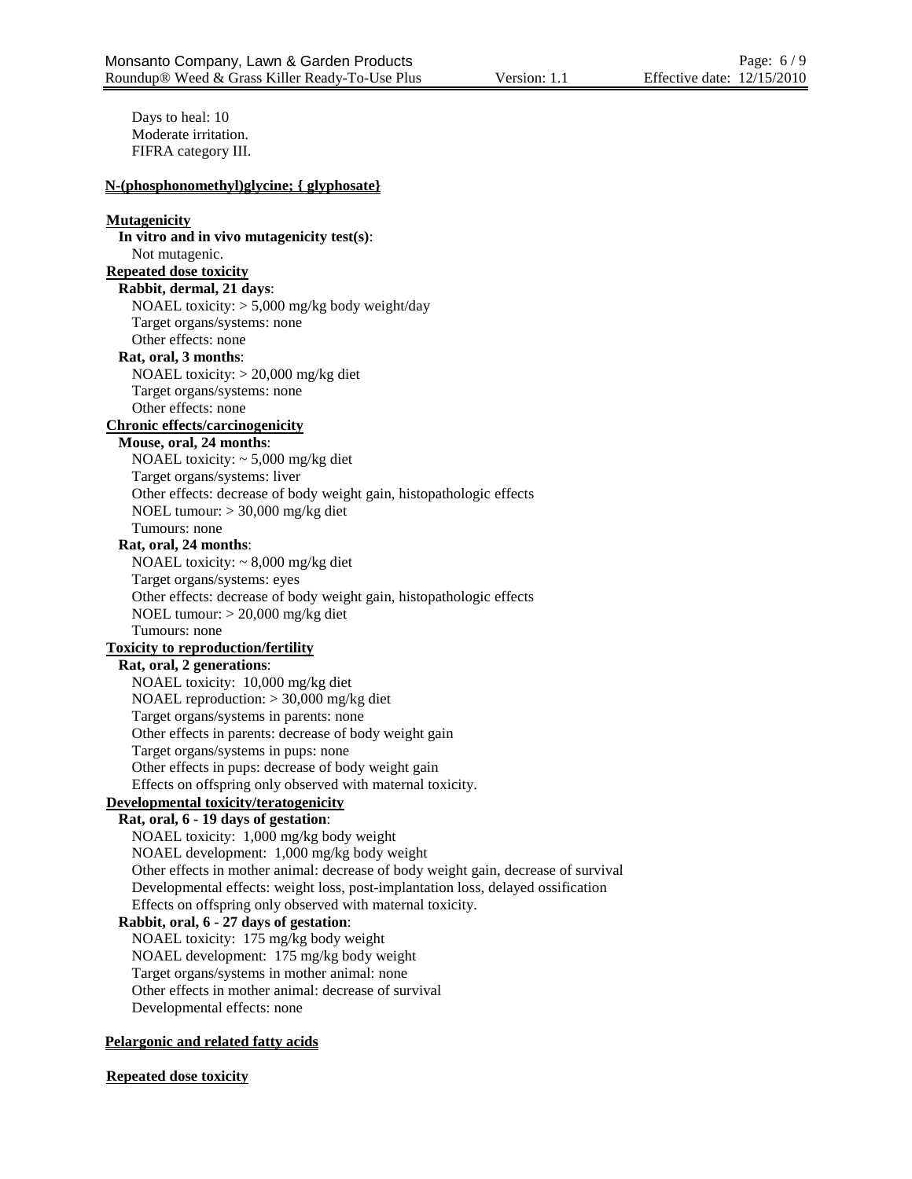Days to heal: 10
Moderate irritation.
FIFRA category III.

**N-(phosphonomethyl)glycine; { glyphosate}**

**Mutagenicity**

**In vitro and in vivo mutagenicity test(s)**:
Not mutagenic.

**Repeated dose toxicity**

**Rabbit, dermal, 21 days**:
NOAEL toxicity: > 5,000 mg/kg body weight/day
Target organs/systems: none
Other effects: none

**Rat, oral, 3 months**:
NOAEL toxicity: > 20,000 mg/kg diet
Target organs/systems: none
Other effects: none

**Chronic effects/carcinogenicity**

**Mouse, oral, 24 months**:
NOAEL toxicity: ~ 5,000 mg/kg diet
Target organs/systems: liver
Other effects: decrease of body weight gain, histopathologic effects
NOEL tumour: > 30,000 mg/kg diet
Tumours: none

**Rat, oral, 24 months**:
NOAEL toxicity: ~ 8,000 mg/kg diet
Target organs/systems: eyes
Other effects: decrease of body weight gain, histopathologic effects
NOEL tumour: > 20,000 mg/kg diet
Tumours: none

**Toxicity to reproduction/fertility**

**Rat, oral, 2 generations**:
NOAEL toxicity: 10,000 mg/kg diet
NOAEL reproduction: > 30,000 mg/kg diet
Target organs/systems in parents: none
Other effects in parents: decrease of body weight gain
Target organs/systems in pups: none
Other effects in pups: decrease of body weight gain
Effects on offspring only observed with maternal toxicity.

**Developmental toxicity/teratogenicity**

**Rat, oral, 6 - 19 days of gestation**:
NOAEL toxicity: 1,000 mg/kg body weight
NOAEL development: 1,000 mg/kg body weight
Other effects in mother animal: decrease of body weight gain, decrease of survival
Developmental effects: weight loss, post-implantation loss, delayed ossification
Effects on offspring only observed with maternal toxicity.

**Rabbit, oral, 6 - 27 days of gestation**:
NOAEL toxicity: 175 mg/kg body weight
NOAEL development: 175 mg/kg body weight
Target organs/systems in mother animal: none
Other effects in mother animal: decrease of survival
Developmental effects: none

**Pelargonic and related fatty acids**

**Repeated dose toxicity**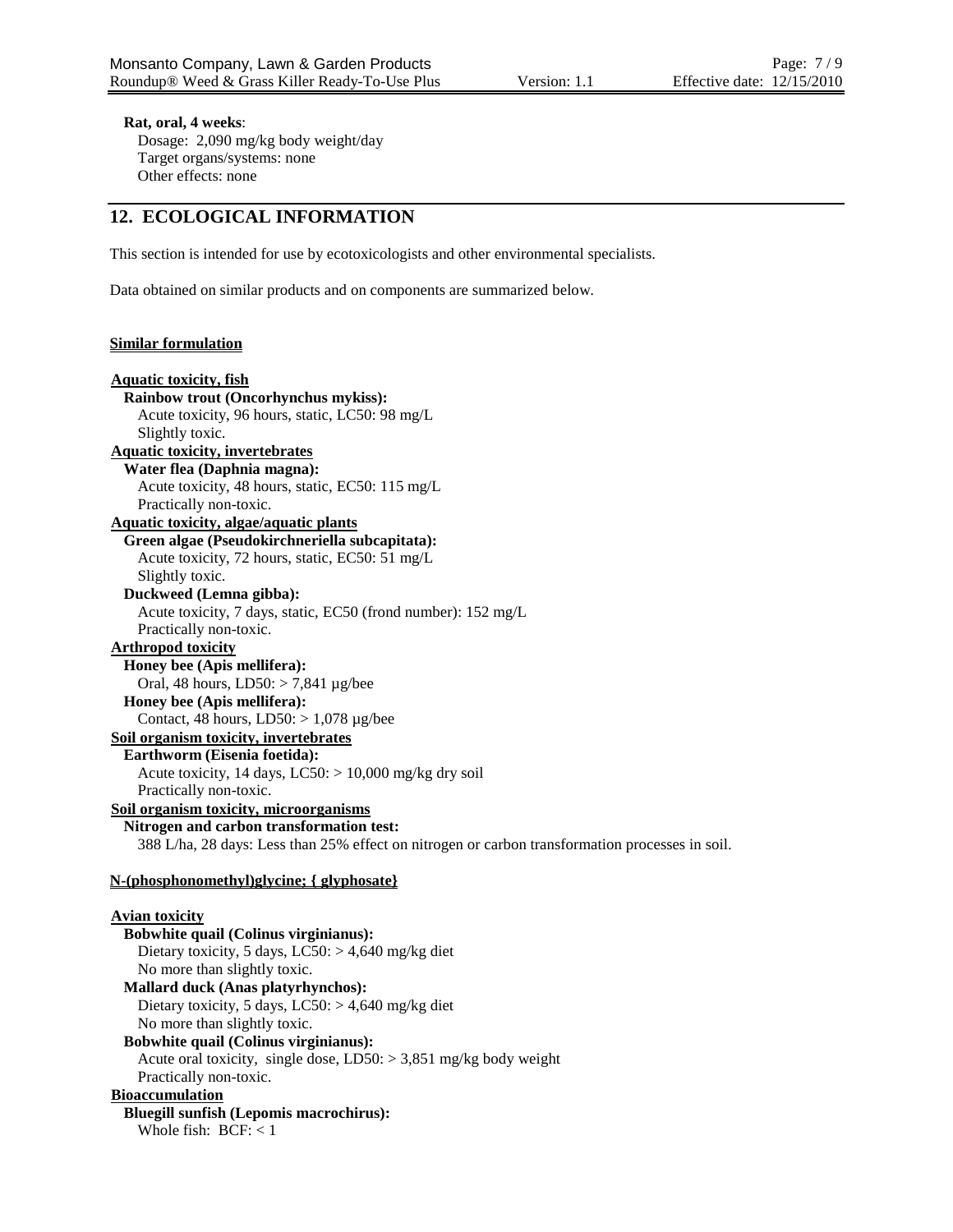**Rat, oral, 4 weeks**:
Dosage: 2,090 mg/kg body weight/day
Target organs/systems: none
Other effects: none

## 12. ECOLOGICAL INFORMATION

This section is intended for use by ecotoxicologists and other environmental specialists.

Data obtained on similar products and on components are summarized below.

**Similar formulation**

**Aquatic toxicity, fish**

**Rainbow trout (Oncorhynchus mykiss):**
Acute toxicity, 96 hours, static, LC50: 98 mg/L
Slightly toxic.

**Aquatic toxicity, invertebrates**

**Water flea (Daphnia magna):**
Acute toxicity, 48 hours, static, EC50: 115 mg/L
Practically non-toxic.

**Aquatic toxicity, algae/aquatic plants**

**Green algae (Pseudokirchneriella subcapitata):**
Acute toxicity, 72 hours, static, EC50: 51 mg/L
Slightly toxic.

**Duckweed (Lemna gibba):**
Acute toxicity, 7 days, static, EC50 (frond number): 152 mg/L
Practically non-toxic.

**Arthropod toxicity**

**Honey bee (Apis mellifera):**
Oral, 48 hours, LD50: > 7,841 µg/bee

**Honey bee (Apis mellifera):**
Contact, 48 hours, LD50: > 1,078 µg/bee

**Soil organism toxicity, invertebrates**

**Earthworm (Eisenia foetida):**
Acute toxicity, 14 days, LC50: > 10,000 mg/kg dry soil
Practically non-toxic.

**Soil organism toxicity, microorganisms**

**Nitrogen and carbon transformation test:**
388 L/ha, 28 days: Less than 25% effect on nitrogen or carbon transformation processes in soil.

**N-(phosphonomethyl)glycine; { glyphosate}**

**Avian toxicity**

**Bobwhite quail (Colinus virginianus):**
Dietary toxicity, 5 days, LC50: > 4,640 mg/kg diet
No more than slightly toxic.

**Mallard duck (Anas platyrhynchos):**
Dietary toxicity, 5 days, LC50: > 4,640 mg/kg diet
No more than slightly toxic.

**Bobwhite quail (Colinus virginianus):**
Acute oral toxicity, single dose, LD50: > 3,851 mg/kg body weight
Practically non-toxic.

**Bioaccumulation**

**Bluegill sunfish (Lepomis macrochirus):**
Whole fish: BCF: < 1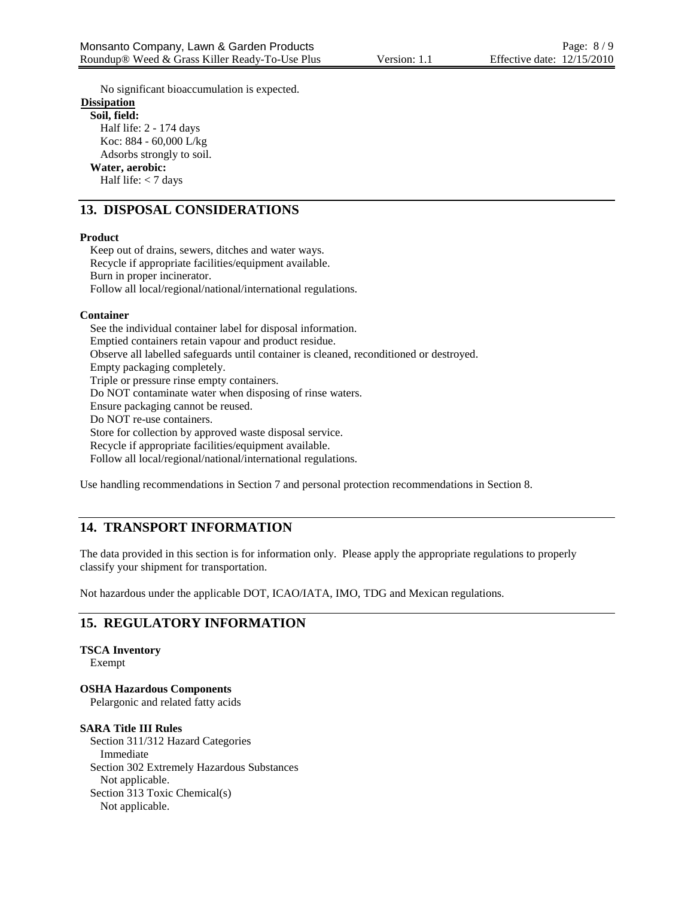No significant bioaccumulation is expected.

**Dissipation**

**Soil, field:**

Half life: 2 - 174 days

Koc: 884 - 60,000 L/kg

Adsorbs strongly to soil.

**Water, aerobic:**

Half life: < 7 days

## 13. DISPOSAL CONSIDERATIONS

**Product**

Keep out of drains, sewers, ditches and water ways.
Recycle if appropriate facilities/equipment available.
Burn in proper incinerator.
Follow all local/regional/national/international regulations.

**Container**

See the individual container label for disposal information.
Emptied containers retain vapour and product residue.
Observe all labelled safeguards until container is cleaned, reconditioned or destroyed.
Empty packaging completely.
Triple or pressure rinse empty containers.
Do NOT contaminate water when disposing of rinse waters.
Ensure packaging cannot be reused.
Do NOT re-use containers.
Store for collection by approved waste disposal service.
Recycle if appropriate facilities/equipment available.
Follow all local/regional/national/international regulations.

Use handling recommendations in Section 7 and personal protection recommendations in Section 8.

## 14. TRANSPORT INFORMATION

The data provided in this section is for information only. Please apply the appropriate regulations to properly classify your shipment for transportation.

Not hazardous under the applicable DOT, ICAO/IATA, IMO, TDG and Mexican regulations.

## 15. REGULATORY INFORMATION

**TSCA Inventory**

Exempt

**OSHA Hazardous Components**

Pelargonic and related fatty acids

**SARA Title III Rules**

Section 311/312 Hazard Categories
 Immediate
Section 302 Extremely Hazardous Substances
 Not applicable.
Section 313 Toxic Chemical(s)
 Not applicable.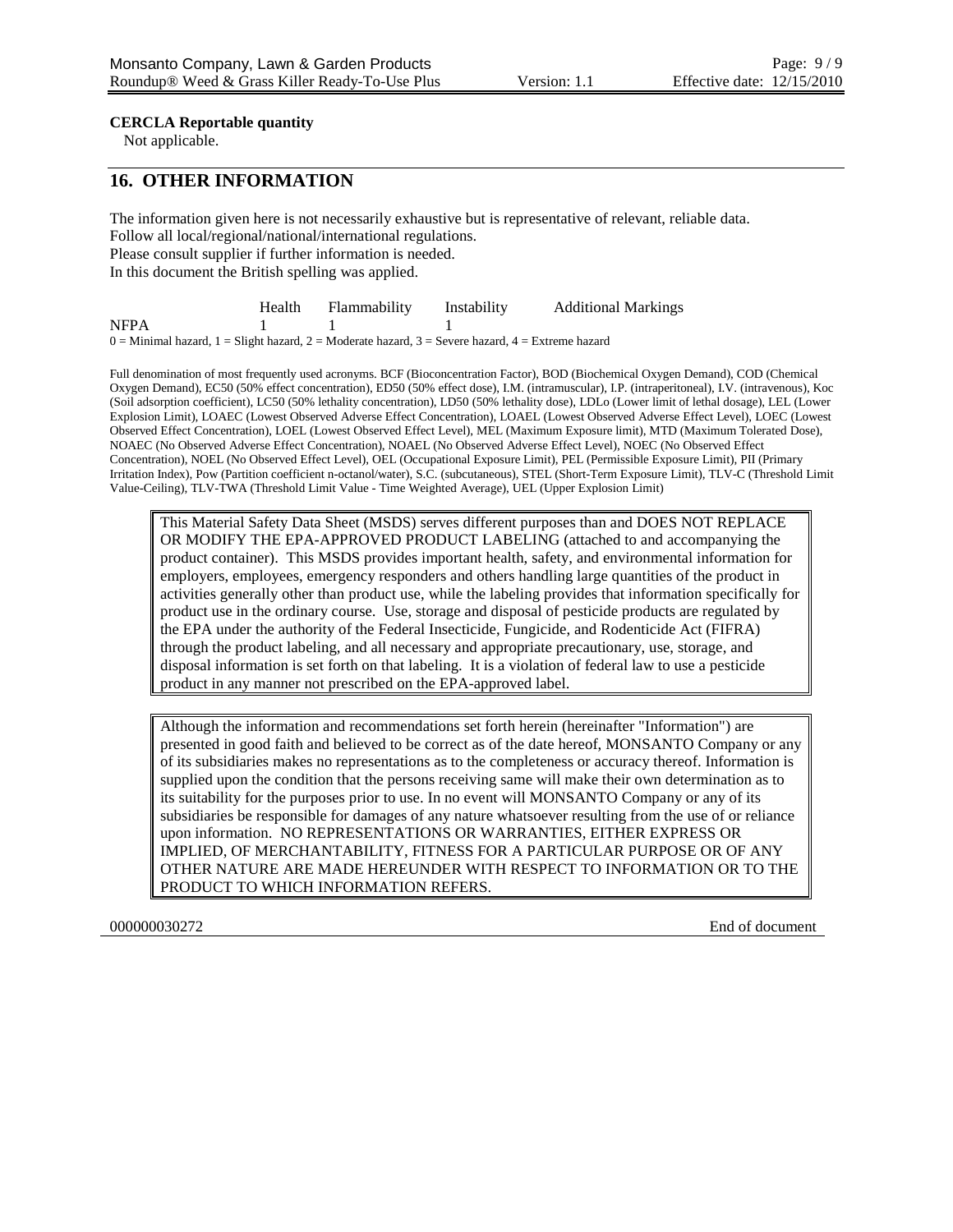**CERCLA Reportable quantity**

Not applicable.

## 16. OTHER INFORMATION

The information given here is not necessarily exhaustive but is representative of relevant, reliable data.
Follow all local/regional/national/international regulations.
Please consult supplier if further information is needed.
In this document the British spelling was applied.

| | Health | Flammability | Instability | Additional Markings |
|---|---|---|---|---|
| NFPA | 1 | 1 | 1 | |

0 = Minimal hazard, 1 = Slight hazard, 2 = Moderate hazard, 3 = Severe hazard, 4 = Extreme hazard

Full denomination of most frequently used acronyms. BCF (Bioconcentration Factor), BOD (Biochemical Oxygen Demand), COD (Chemical Oxygen Demand), EC50 (50% effect concentration), ED50 (50% effect dose), I.M. (intramuscular), I.P. (intraperitoneal), I.V. (intravenous), Koc (Soil adsorption coefficient), LC50 (50% lethality concentration), LD50 (50% lethality dose), LDLo (Lower limit of lethal dosage), LEL (Lower Explosion Limit), LOAEC (Lowest Observed Adverse Effect Concentration), LOAEL (Lowest Observed Adverse Effect Level), LOEC (Lowest Observed Effect Concentration), LOEL (Lowest Observed Effect Level), MEL (Maximum Exposure limit), MTD (Maximum Tolerated Dose), NOAEC (No Observed Adverse Effect Concentration), NOAEL (No Observed Adverse Effect Level), NOEC (No Observed Effect Concentration), NOEL (No Observed Effect Level), OEL (Occupational Exposure Limit), PEL (Permissible Exposure Limit), PII (Primary Irritation Index), Pow (Partition coefficient n-octanol/water), S.C. (subcutaneous), STEL (Short-Term Exposure Limit), TLV-C (Threshold Limit Value-Ceiling), TLV-TWA (Threshold Limit Value - Time Weighted Average), UEL (Upper Explosion Limit)

This Material Safety Data Sheet (MSDS) serves different purposes than and DOES NOT REPLACE OR MODIFY THE EPA-APPROVED PRODUCT LABELING (attached to and accompanying the product container). This MSDS provides important health, safety, and environmental information for employers, employees, emergency responders and others handling large quantities of the product in activities generally other than product use, while the labeling provides that information specifically for product use in the ordinary course. Use, storage and disposal of pesticide products are regulated by the EPA under the authority of the Federal Insecticide, Fungicide, and Rodenticide Act (FIFRA) through the product labeling, and all necessary and appropriate precautionary, use, storage, and disposal information is set forth on that labeling. It is a violation of federal law to use a pesticide product in any manner not prescribed on the EPA-approved label.

Although the information and recommendations set forth herein (hereinafter "Information") are presented in good faith and believed to be correct as of the date hereof, MONSANTO Company or any of its subsidiaries makes no representations as to the completeness or accuracy thereof. Information is supplied upon the condition that the persons receiving same will make their own determination as to its suitability for the purposes prior to use. In no event will MONSANTO Company or any of its subsidiaries be responsible for damages of any nature whatsoever resulting from the use of or reliance upon information. NO REPRESENTATIONS OR WARRANTIES, EITHER EXPRESS OR IMPLIED, OF MERCHANTABILITY, FITNESS FOR A PARTICULAR PURPOSE OR OF ANY OTHER NATURE ARE MADE HEREUNDER WITH RESPECT TO INFORMATION OR TO THE PRODUCT TO WHICH INFORMATION REFERS.

000000030272 End of document